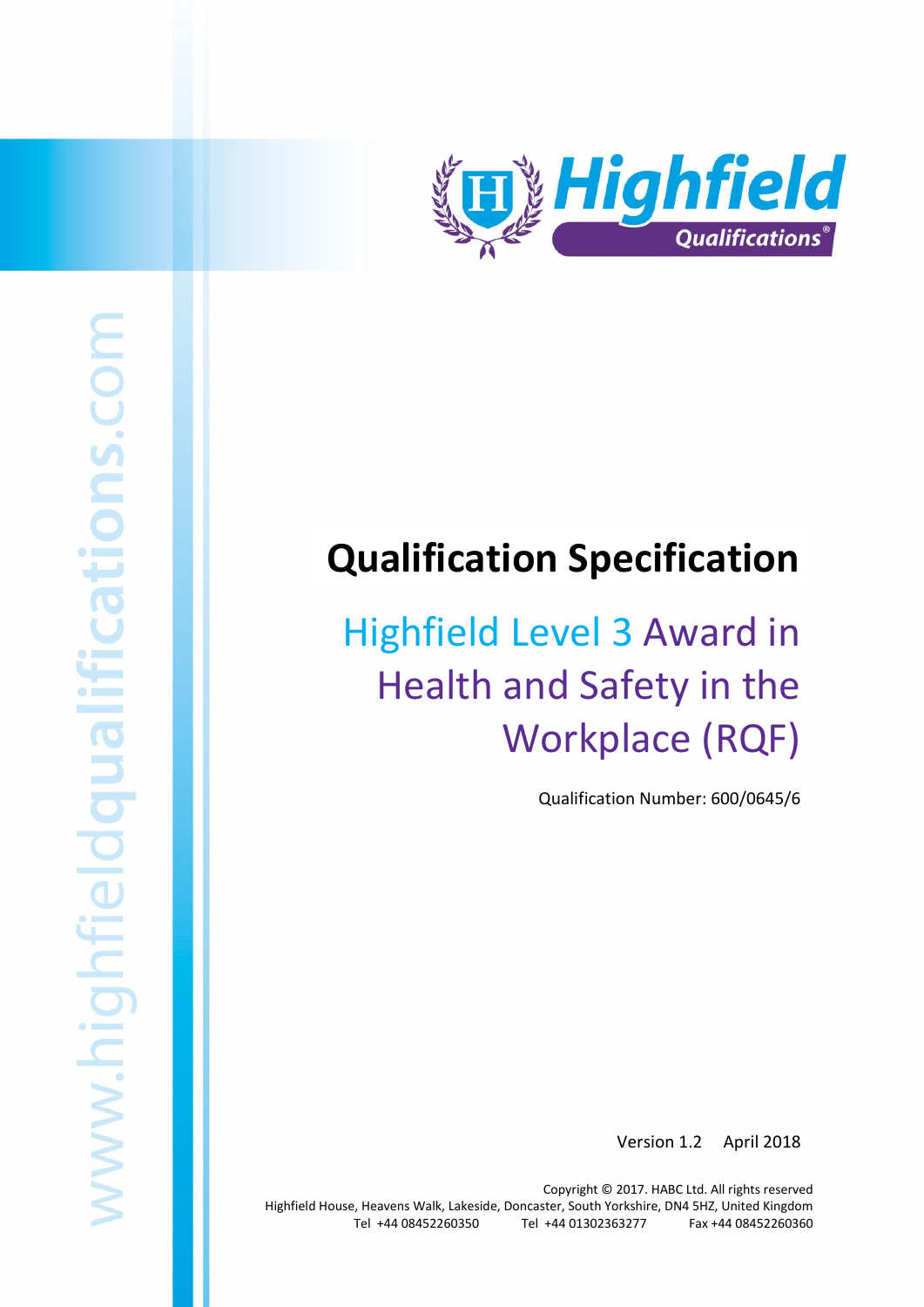# Qualification Specification

## Highfield Level 3 Award in Health and Safety in the Workplace (RQF)

Qualification Number: 600/0645/6

Version 1.2 April 2018

Copyright © 2017. HABC Ltd. All rights reserved
Highfield House, Heavens Walk, Lakeside, Doncaster, South Yorkshire, DN4 5HZ, United Kingdom
Tel +44 08452260350 Tel +44 01302363277 Fax +44 08452260360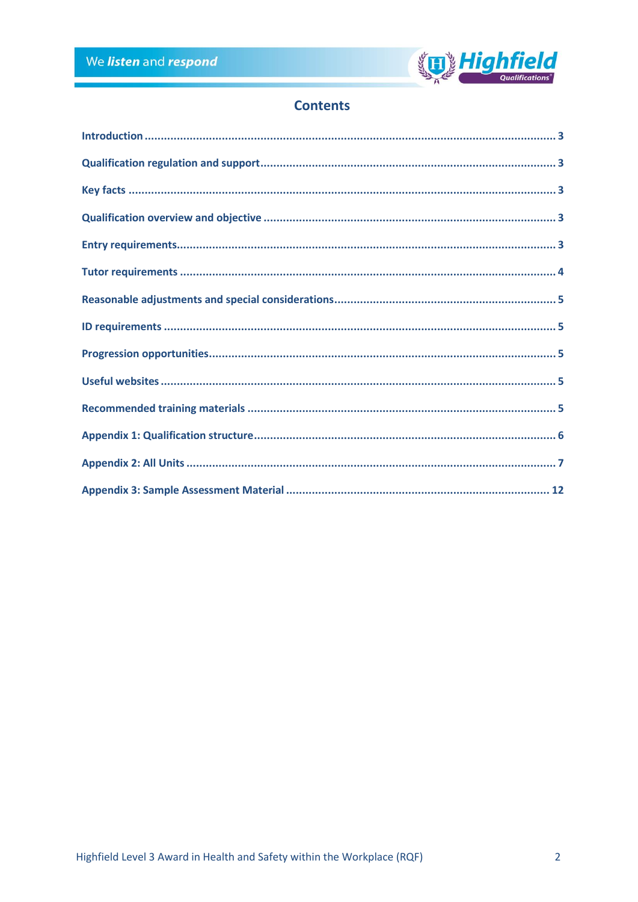## Contents

| | |
|---|---|
| Introduction | 3 |
| Qualification regulation and support | 3 |
| Key facts | 3 |
| Qualification overview and objective | 3 |
| Entry requirements | 3 |
| Tutor requirements | 4 |
| Reasonable adjustments and special considerations | 5 |
| ID requirements | 5 |
| Progression opportunities | 5 |
| Useful websites | 5 |
| Recommended training materials | 5 |
| Appendix 1: Qualification structure | 6 |
| Appendix 2: All Units | 7 |
| Appendix 3: Sample Assessment Material | 12 |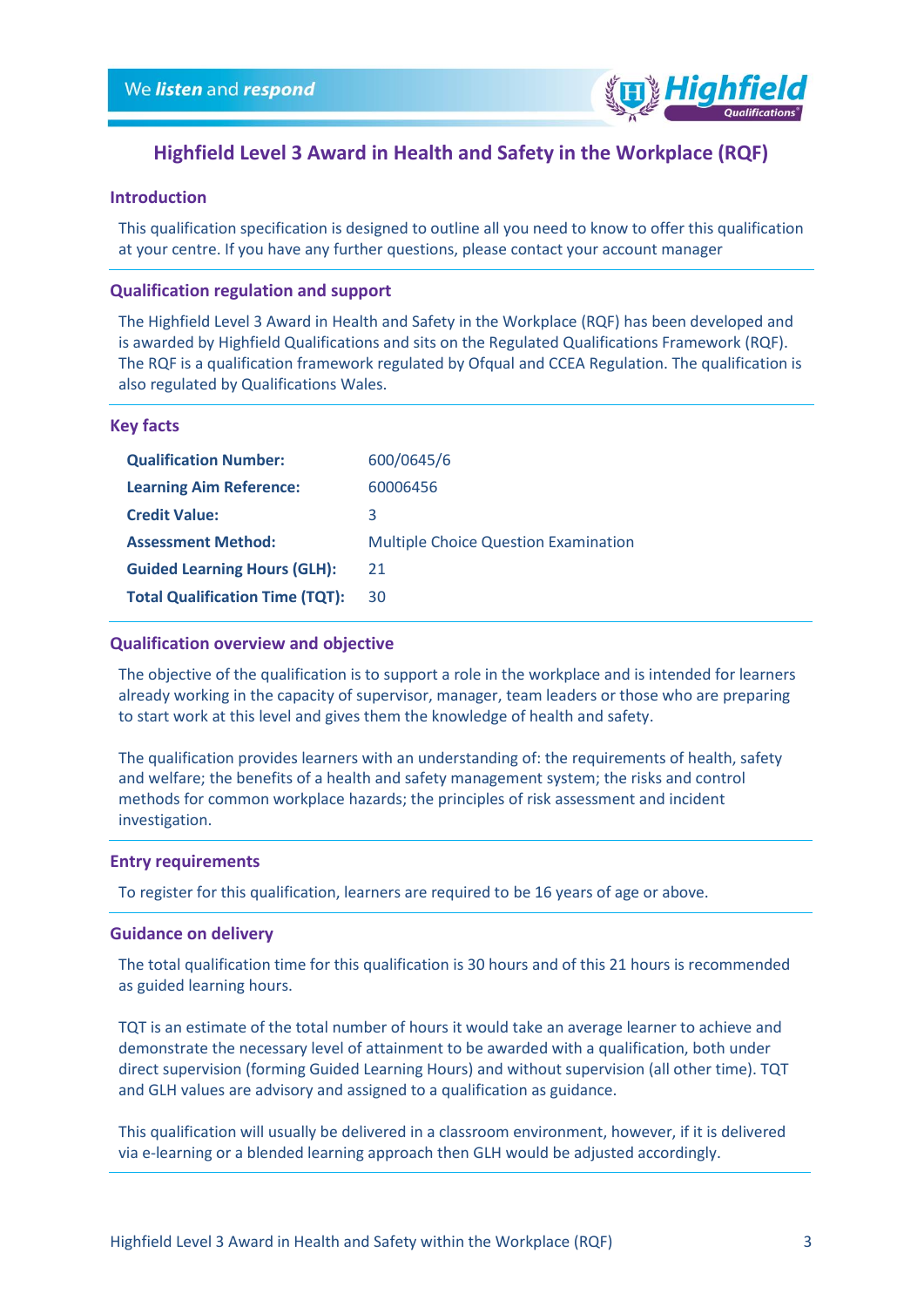# Highfield Level 3 Award in Health and Safety in the Workplace (RQF)

## Introduction

This qualification specification is designed to outline all you need to know to offer this qualification at your centre. If you have any further questions, please contact your account manager

## Qualification regulation and support

The Highfield Level 3 Award in Health and Safety in the Workplace (RQF) has been developed and is awarded by Highfield Qualifications and sits on the Regulated Qualifications Framework (RQF). The RQF is a qualification framework regulated by Ofqual and CCEA Regulation. The qualification is also regulated by Qualifications Wales.

## Key facts

| | |
|---|---|
| **Qualification Number:** | 600/0645/6 |
| **Learning Aim Reference:** | 60006456 |
| **Credit Value:** | 3 |
| **Assessment Method:** | Multiple Choice Question Examination |
| **Guided Learning Hours (GLH):** | 21 |
| **Total Qualification Time (TQT):** | 30 |

## Qualification overview and objective

The objective of the qualification is to support a role in the workplace and is intended for learners already working in the capacity of supervisor, manager, team leaders or those who are preparing to start work at this level and gives them the knowledge of health and safety.

The qualification provides learners with an understanding of: the requirements of health, safety and welfare; the benefits of a health and safety management system; the risks and control methods for common workplace hazards; the principles of risk assessment and incident investigation.

## Entry requirements

To register for this qualification, learners are required to be 16 years of age or above.

## Guidance on delivery

The total qualification time for this qualification is 30 hours and of this 21 hours is recommended as guided learning hours.

TQT is an estimate of the total number of hours it would take an average learner to achieve and demonstrate the necessary level of attainment to be awarded with a qualification, both under direct supervision (forming Guided Learning Hours) and without supervision (all other time). TQT and GLH values are advisory and assigned to a qualification as guidance.

This qualification will usually be delivered in a classroom environment, however, if it is delivered via e-learning or a blended learning approach then GLH would be adjusted accordingly.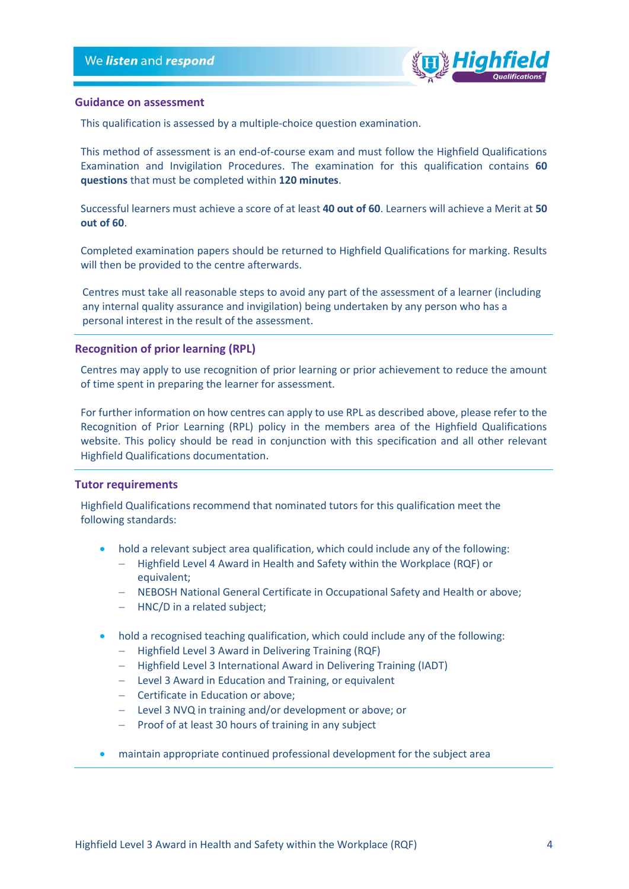## Guidance on assessment

This qualification is assessed by a multiple-choice question examination.

This method of assessment is an end-of-course exam and must follow the Highfield Qualifications Examination and Invigilation Procedures. The examination for this qualification contains **60 questions** that must be completed within **120 minutes**.

Successful learners must achieve a score of at least **40 out of 60**. Learners will achieve a Merit at **50 out of 60**.

Completed examination papers should be returned to Highfield Qualifications for marking. Results will then be provided to the centre afterwards.

Centres must take all reasonable steps to avoid any part of the assessment of a learner (including any internal quality assurance and invigilation) being undertaken by any person who has a personal interest in the result of the assessment.

## Recognition of prior learning (RPL)

Centres may apply to use recognition of prior learning or prior achievement to reduce the amount of time spent in preparing the learner for assessment.

For further information on how centres can apply to use RPL as described above, please refer to the Recognition of Prior Learning (RPL) policy in the members area of the Highfield Qualifications website. This policy should be read in conjunction with this specification and all other relevant Highfield Qualifications documentation.

## Tutor requirements

Highfield Qualifications recommend that nominated tutors for this qualification meet the following standards:

- hold a relevant subject area qualification, which could include any of the following:
  - Highfield Level 4 Award in Health and Safety within the Workplace (RQF) or equivalent;
  - NEBOSH National General Certificate in Occupational Safety and Health or above;
  - HNC/D in a related subject;
- hold a recognised teaching qualification, which could include any of the following:
  - Highfield Level 3 Award in Delivering Training (RQF)
  - Highfield Level 3 International Award in Delivering Training (IADT)
  - Level 3 Award in Education and Training, or equivalent
  - Certificate in Education or above;
  - Level 3 NVQ in training and/or development or above; or
  - Proof of at least 30 hours of training in any subject
- maintain appropriate continued professional development for the subject area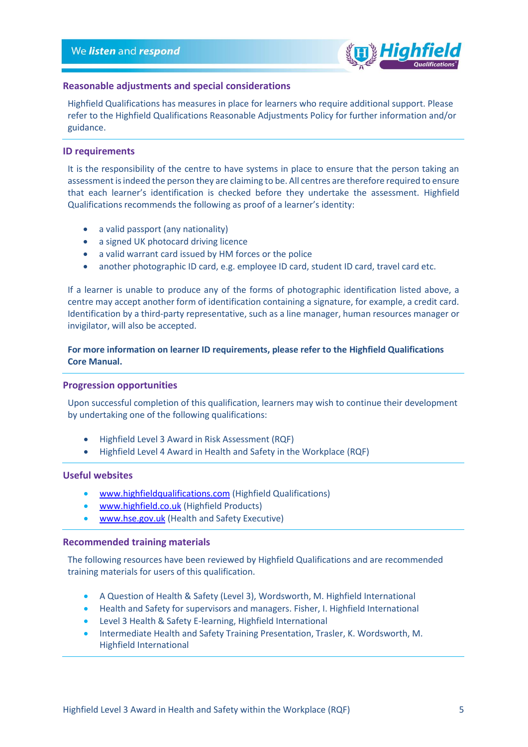## Reasonable adjustments and special considerations

Highfield Qualifications has measures in place for learners who require additional support. Please refer to the Highfield Qualifications Reasonable Adjustments Policy for further information and/or guidance.

## ID requirements

It is the responsibility of the centre to have systems in place to ensure that the person taking an assessment is indeed the person they are claiming to be. All centres are therefore required to ensure that each learner's identification is checked before they undertake the assessment. Highfield Qualifications recommends the following as proof of a learner's identity:

- a valid passport (any nationality)
- a signed UK photocard driving licence
- a valid warrant card issued by HM forces or the police
- another photographic ID card, e.g. employee ID card, student ID card, travel card etc.

If a learner is unable to produce any of the forms of photographic identification listed above, a centre may accept another form of identification containing a signature, for example, a credit card. Identification by a third-party representative, such as a line manager, human resources manager or invigilator, will also be accepted.

**For more information on learner ID requirements, please refer to the Highfield Qualifications Core Manual.**

## Progression opportunities

Upon successful completion of this qualification, learners may wish to continue their development by undertaking one of the following qualifications:

- Highfield Level 3 Award in Risk Assessment (RQF)
- Highfield Level 4 Award in Health and Safety in the Workplace (RQF)

## Useful websites

- www.highfieldqualifications.com (Highfield Qualifications)
- www.highfield.co.uk (Highfield Products)
- www.hse.gov.uk (Health and Safety Executive)

## Recommended training materials

The following resources have been reviewed by Highfield Qualifications and are recommended training materials for users of this qualification.

- A Question of Health & Safety (Level 3), Wordsworth, M. Highfield International
- Health and Safety for supervisors and managers. Fisher, I. Highfield International
- Level 3 Health & Safety E-learning, Highfield International
- Intermediate Health and Safety Training Presentation, Trasler, K. Wordsworth, M. Highfield International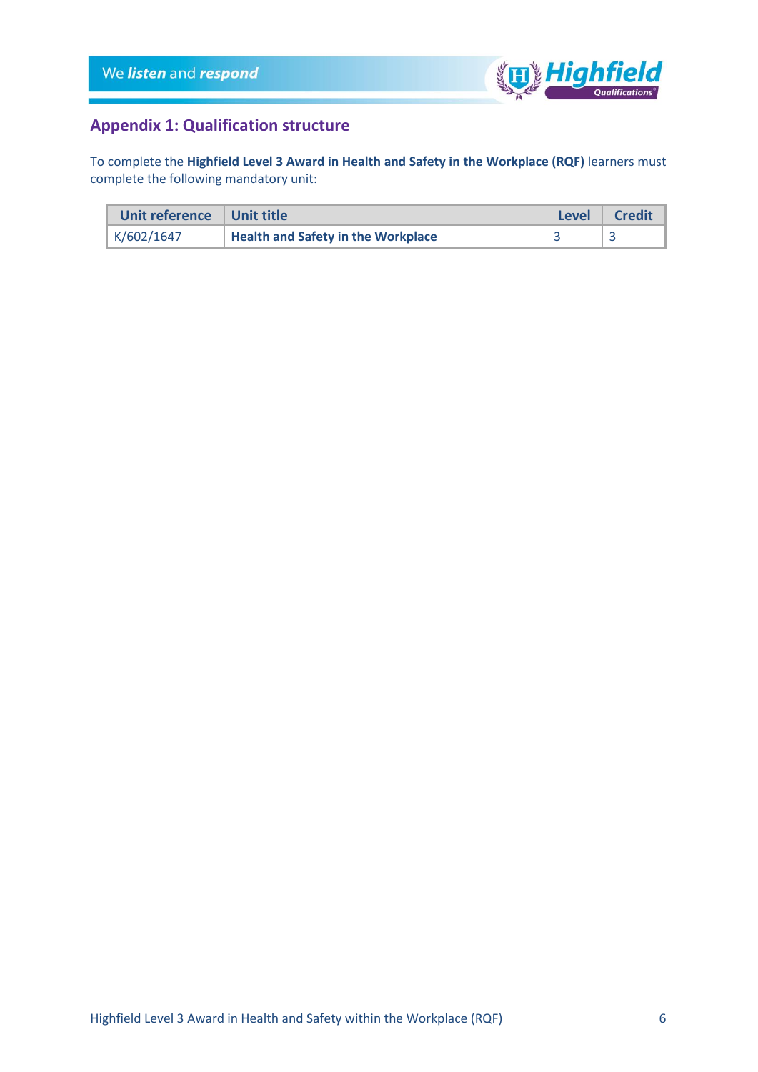## Appendix 1: Qualification structure

To complete the **Highfield Level 3 Award in Health and Safety in the Workplace (RQF)** learners must complete the following mandatory unit:

| Unit reference | Unit title | Level | Credit |
|---|---|---|---|
| K/602/1647 | **Health and Safety in the Workplace** | 3 | 3 |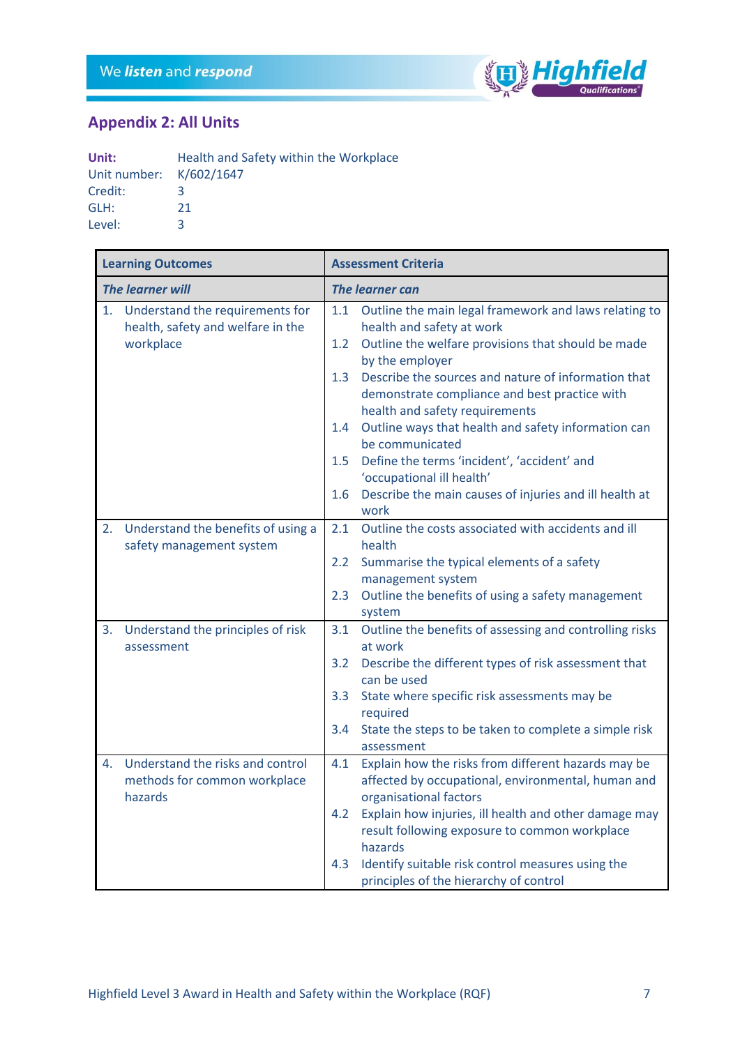## Appendix 2: All Units

**Unit:** Health and Safety within the Workplace
Unit number: K/602/1647
Credit: 3
GLH: 21
Level: 3

| **Learning Outcomes** | **Assessment Criteria** |
|---|---|
| ***The learner will*** | ***The learner can*** |
| 1. Understand the requirements for health, safety and welfare in the workplace | 1.1 Outline the main legal framework and laws relating to health and safety at work<br>1.2 Outline the welfare provisions that should be made by the employer<br>1.3 Describe the sources and nature of information that demonstrate compliance and best practice with health and safety requirements<br>1.4 Outline ways that health and safety information can be communicated<br>1.5 Define the terms 'incident', 'accident' and 'occupational ill health'<br>1.6 Describe the main causes of injuries and ill health at work |
| 2. Understand the benefits of using a safety management system | 2.1 Outline the costs associated with accidents and ill health<br>2.2 Summarise the typical elements of a safety management system<br>2.3 Outline the benefits of using a safety management system |
| 3. Understand the principles of risk assessment | 3.1 Outline the benefits of assessing and controlling risks at work<br>3.2 Describe the different types of risk assessment that can be used<br>3.3 State where specific risk assessments may be required<br>3.4 State the steps to be taken to complete a simple risk assessment |
| 4. Understand the risks and control methods for common workplace hazards | 4.1 Explain how the risks from different hazards may be affected by occupational, environmental, human and organisational factors<br>4.2 Explain how injuries, ill health and other damage may result following exposure to common workplace hazards<br>4.3 Identify suitable risk control measures using the principles of the hierarchy of control |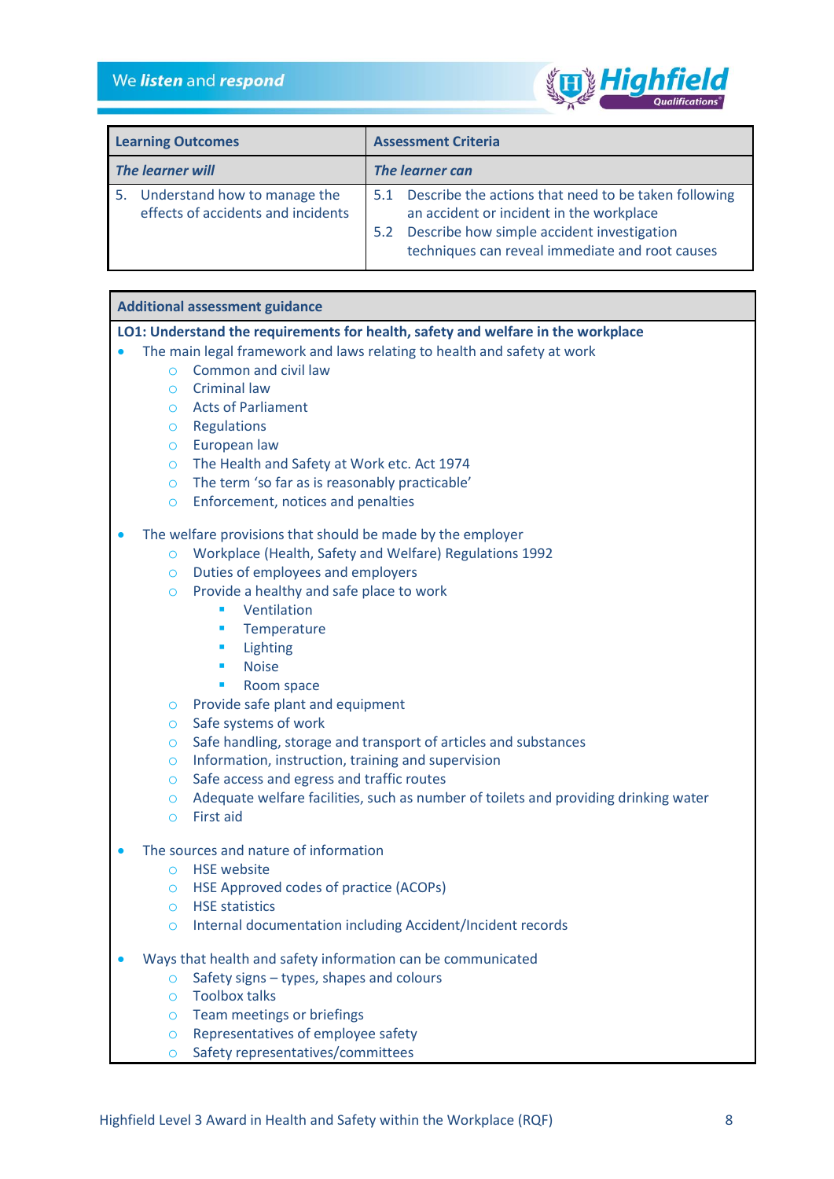| Learning Outcomes | Assessment Criteria |
|---|---|
| ***The learner will*** | ***The learner can*** |
| 5. Understand how to manage the effects of accidents and incidents | 5.1 Describe the actions that need to be taken following an accident or incident in the workplace<br>5.2 Describe how simple accident investigation techniques can reveal immediate and root causes |

**Additional assessment guidance**

**LO1: Understand the requirements for health, safety and welfare in the workplace**

- The main legal framework and laws relating to health and safety at work
  - Common and civil law
  - Criminal law
  - Acts of Parliament
  - Regulations
  - European law
  - The Health and Safety at Work etc. Act 1974
  - The term 'so far as is reasonably practicable'
  - Enforcement, notices and penalties

- The welfare provisions that should be made by the employer
  - Workplace (Health, Safety and Welfare) Regulations 1992
  - Duties of employees and employers
  - Provide a healthy and safe place to work
    - Ventilation
    - Temperature
    - Lighting
    - Noise
    - Room space
  - Provide safe plant and equipment
  - Safe systems of work
  - Safe handling, storage and transport of articles and substances
  - Information, instruction, training and supervision
  - Safe access and egress and traffic routes
  - Adequate welfare facilities, such as number of toilets and providing drinking water
  - First aid

- The sources and nature of information
  - HSE website
  - HSE Approved codes of practice (ACOPs)
  - HSE statistics
  - Internal documentation including Accident/Incident records

- Ways that health and safety information can be communicated
  - Safety signs – types, shapes and colours
  - Toolbox talks
  - Team meetings or briefings
  - Representatives of employee safety
  - Safety representatives/committees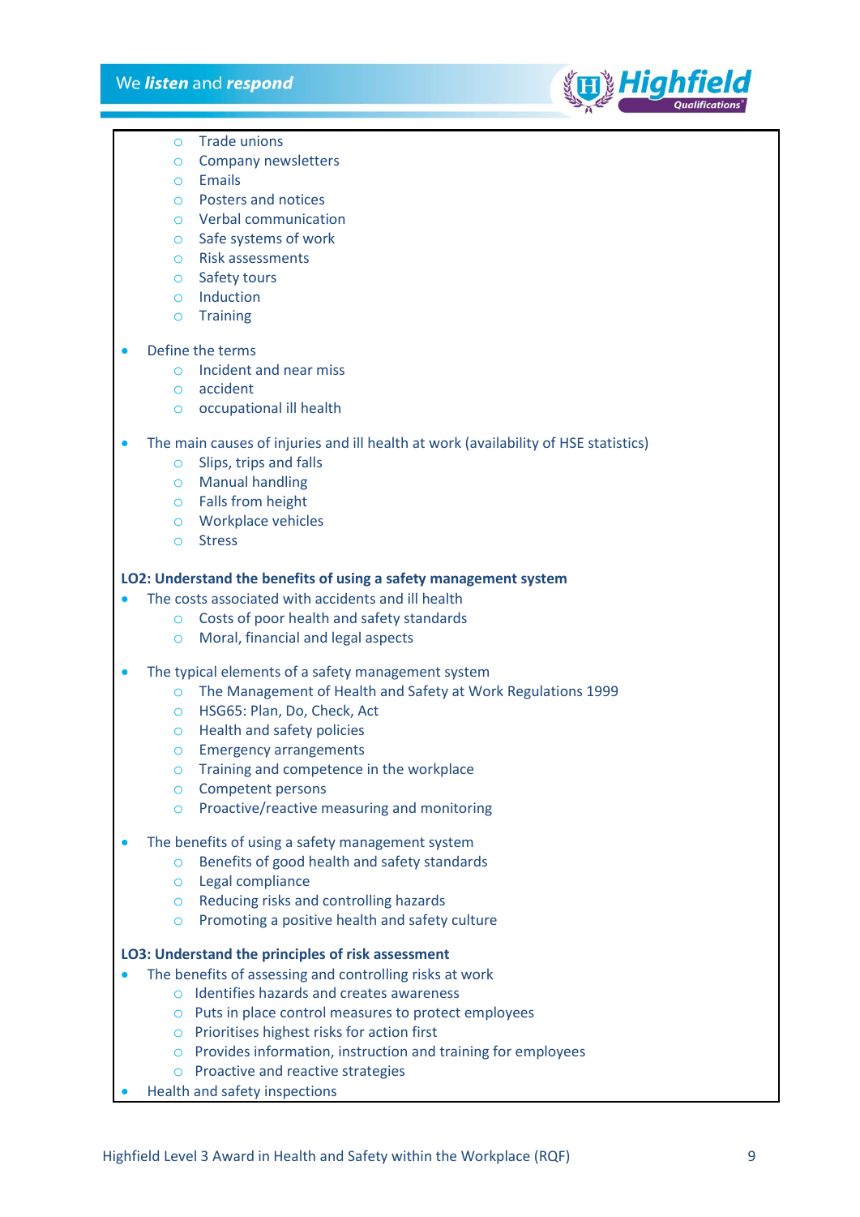- Trade unions
  - Company newsletters
  - Emails
  - Posters and notices
  - Verbal communication
  - Safe systems of work
  - Risk assessments
  - Safety tours
  - Induction
  - Training

- Define the terms
  - Incident and near miss
  - accident
  - occupational ill health

- The main causes of injuries and ill health at work (availability of HSE statistics)
  - Slips, trips and falls
  - Manual handling
  - Falls from height
  - Workplace vehicles
  - Stress

**LO2: Understand the benefits of using a safety management system**

- The costs associated with accidents and ill health
  - Costs of poor health and safety standards
  - Moral, financial and legal aspects

- The typical elements of a safety management system
  - The Management of Health and Safety at Work Regulations 1999
  - HSG65: Plan, Do, Check, Act
  - Health and safety policies
  - Emergency arrangements
  - Training and competence in the workplace
  - Competent persons
  - Proactive/reactive measuring and monitoring

- The benefits of using a safety management system
  - Benefits of good health and safety standards
  - Legal compliance
  - Reducing risks and controlling hazards
  - Promoting a positive health and safety culture

**LO3: Understand the principles of risk assessment**

- The benefits of assessing and controlling risks at work
  - Identifies hazards and creates awareness
  - Puts in place control measures to protect employees
  - Prioritises highest risks for action first
  - Provides information, instruction and training for employees
  - Proactive and reactive strategies
- Health and safety inspections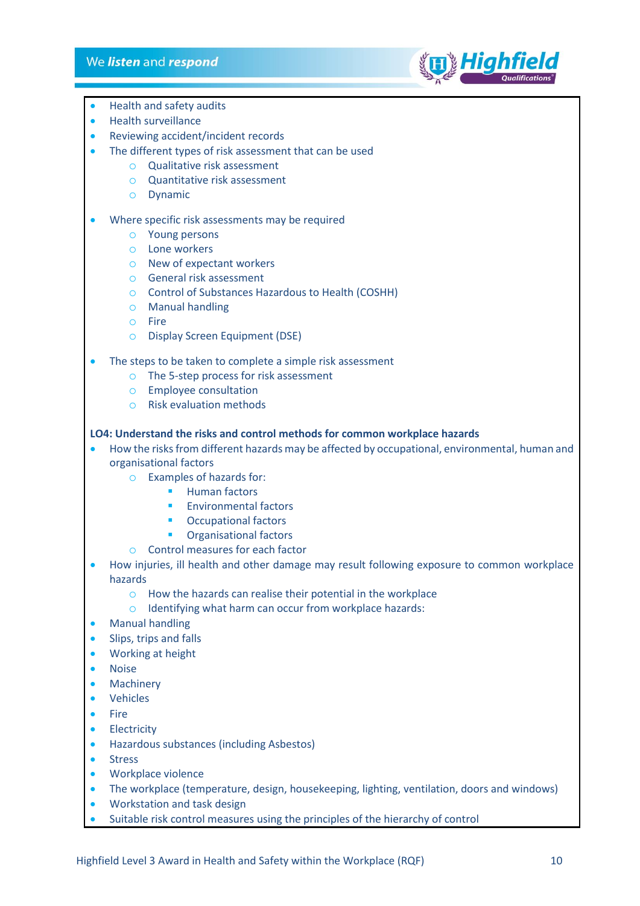- Health and safety audits
- Health surveillance
- Reviewing accident/incident records
- The different types of risk assessment that can be used
    - Qualitative risk assessment
    - Quantitative risk assessment
    - Dynamic

- Where specific risk assessments may be required
    - Young persons
    - Lone workers
    - New of expectant workers
    - General risk assessment
    - Control of Substances Hazardous to Health (COSHH)
    - Manual handling
    - Fire
    - Display Screen Equipment (DSE)

- The steps to be taken to complete a simple risk assessment
    - The 5-step process for risk assessment
    - Employee consultation
    - Risk evaluation methods

**LO4: Understand the risks and control methods for common workplace hazards**

- How the risks from different hazards may be affected by occupational, environmental, human and organisational factors
    - Examples of hazards for:
        - Human factors
        - Environmental factors
        - Occupational factors
        - Organisational factors
    - Control measures for each factor
- How injuries, ill health and other damage may result following exposure to common workplace hazards
    - How the hazards can realise their potential in the workplace
    - Identifying what harm can occur from workplace hazards:
- Manual handling
- Slips, trips and falls
- Working at height
- Noise
- Machinery
- Vehicles
- Fire
- Electricity
- Hazardous substances (including Asbestos)
- Stress
- Workplace violence
- The workplace (temperature, design, housekeeping, lighting, ventilation, doors and windows)
- Workstation and task design
- Suitable risk control measures using the principles of the hierarchy of control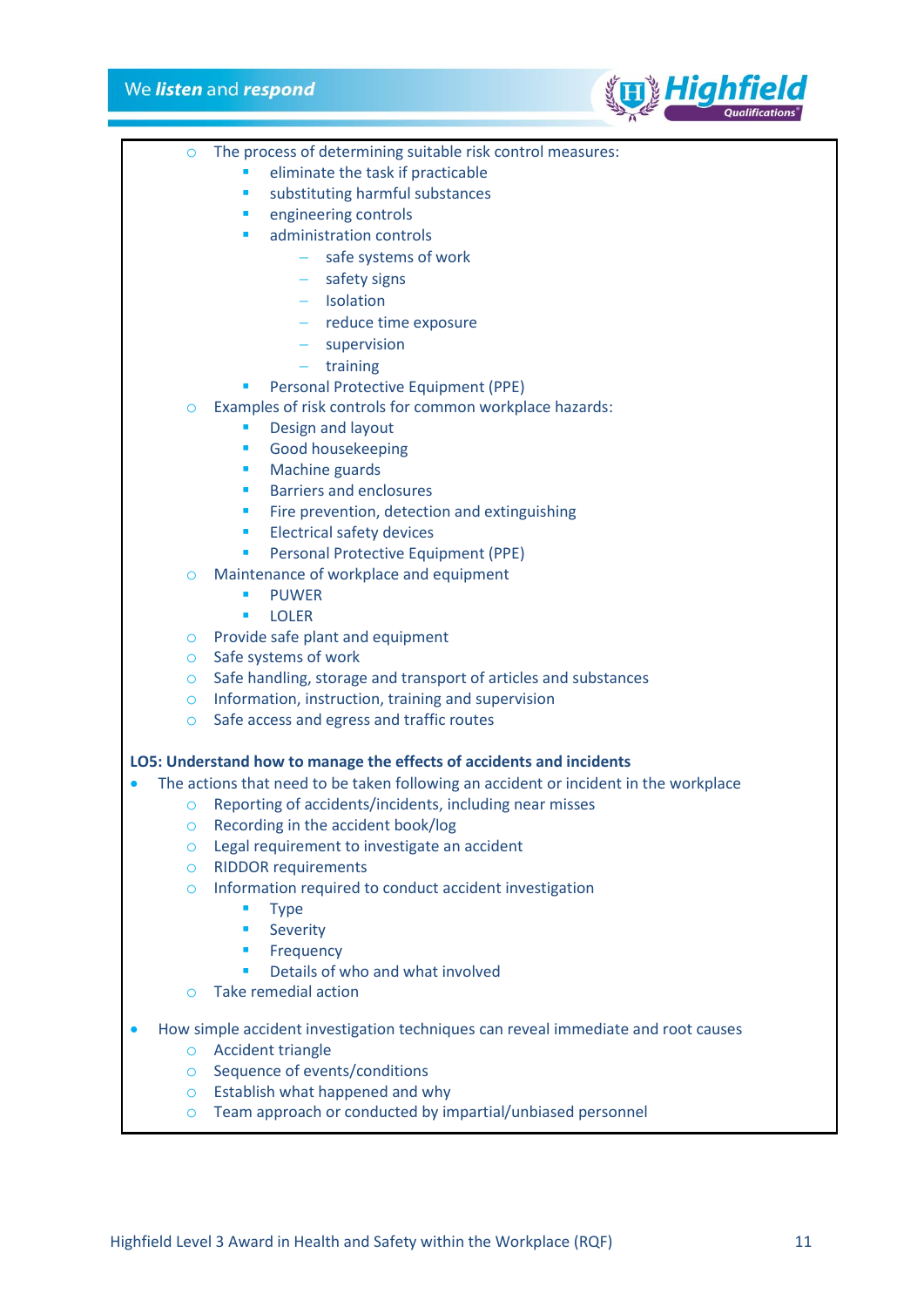- The process of determining suitable risk control measures:
    - eliminate the task if practicable
    - substituting harmful substances
    - engineering controls
    - administration controls
        - safe systems of work
        - safety signs
        - Isolation
        - reduce time exposure
        - supervision
        - training
    - Personal Protective Equipment (PPE)
- Examples of risk controls for common workplace hazards:
    - Design and layout
    - Good housekeeping
    - Machine guards
    - Barriers and enclosures
    - Fire prevention, detection and extinguishing
    - Electrical safety devices
    - Personal Protective Equipment (PPE)
- Maintenance of workplace and equipment
    - PUWER
    - LOLER
- Provide safe plant and equipment
- Safe systems of work
- Safe handling, storage and transport of articles and substances
- Information, instruction, training and supervision
- Safe access and egress and traffic routes

**LO5: Understand how to manage the effects of accidents and incidents**

- The actions that need to be taken following an accident or incident in the workplace
    - Reporting of accidents/incidents, including near misses
    - Recording in the accident book/log
    - Legal requirement to investigate an accident
    - RIDDOR requirements
    - Information required to conduct accident investigation
        - Type
        - Severity
        - Frequency
        - Details of who and what involved
    - Take remedial action

- How simple accident investigation techniques can reveal immediate and root causes
    - Accident triangle
    - Sequence of events/conditions
    - Establish what happened and why
    - Team approach or conducted by impartial/unbiased personnel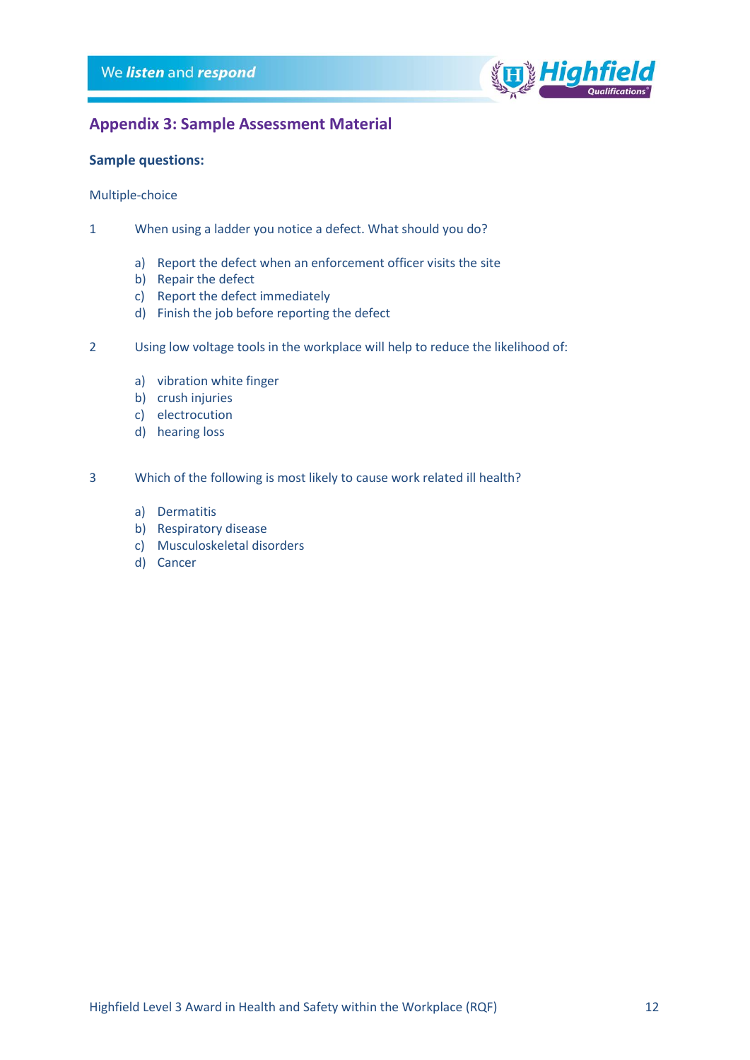## Appendix 3: Sample Assessment Material

**Sample questions:**

Multiple-choice

1. When using a ladder you notice a defect. What should you do?

   a) Report the defect when an enforcement officer visits the site
   b) Repair the defect
   c) Report the defect immediately
   d) Finish the job before reporting the defect

2. Using low voltage tools in the workplace will help to reduce the likelihood of:

   a) vibration white finger
   b) crush injuries
   c) electrocution
   d) hearing loss

3. Which of the following is most likely to cause work related ill health?

   a) Dermatitis
   b) Respiratory disease
   c) Musculoskeletal disorders
   d) Cancer